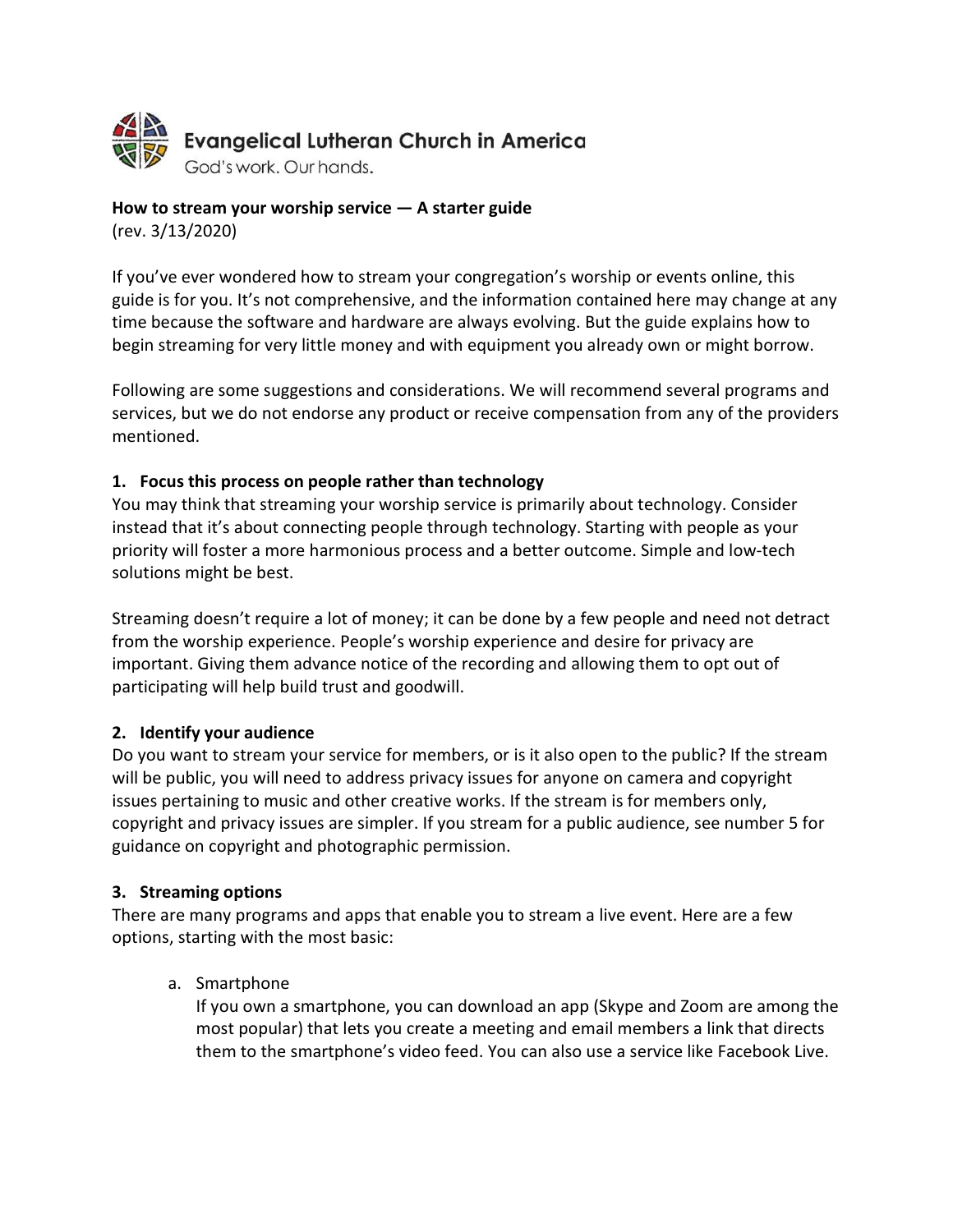Evangelical Lutheran Church in America

God's work. Our hands.

**How to stream your worship service — A starter guide**

(rev. 3/13/2020)

If you've ever wondered how to stream your congregation's worship or events online, this guide is for you. It's not comprehensive, and the information contained here may change at any time because the software and hardware are always evolving. But the guide explains how to begin streaming for very little money and with equipment you already own or might borrow.

Following are some suggestions and considerations. We will recommend several programs and services, but we do not endorse any product or receive compensation from any of the providers mentioned.

**1. Focus this process on people rather than technology**

You may think that streaming your worship service is primarily about technology. Consider instead that it's about connecting people through technology. Starting with people as your priority will foster a more harmonious process and a better outcome. Simple and low-tech solutions might be best.

Streaming doesn't require a lot of money; it can be done by a few people and need not detract from the worship experience. People's worship experience and desire for privacy are important. Giving them advance notice of the recording and allowing them to opt out of participating will help build trust and goodwill.

**2. Identify your audience**

Do you want to stream your service for members, or is it also open to the public? If the stream will be public, you will need to address privacy issues for anyone on camera and copyright issues pertaining to music and other creative works. If the stream is for members only, copyright and privacy issues are simpler. If you stream for a public audience, see number 5 for guidance on copyright and photographic permission.

**3. Streaming options**

There are many programs and apps that enable you to stream a live event. Here are a few options, starting with the most basic:

a. Smartphone

   If you own a smartphone, you can download an app (Skype and Zoom are among the most popular) that lets you create a meeting and email members a link that directs them to the smartphone's video feed. You can also use a service like Facebook Live.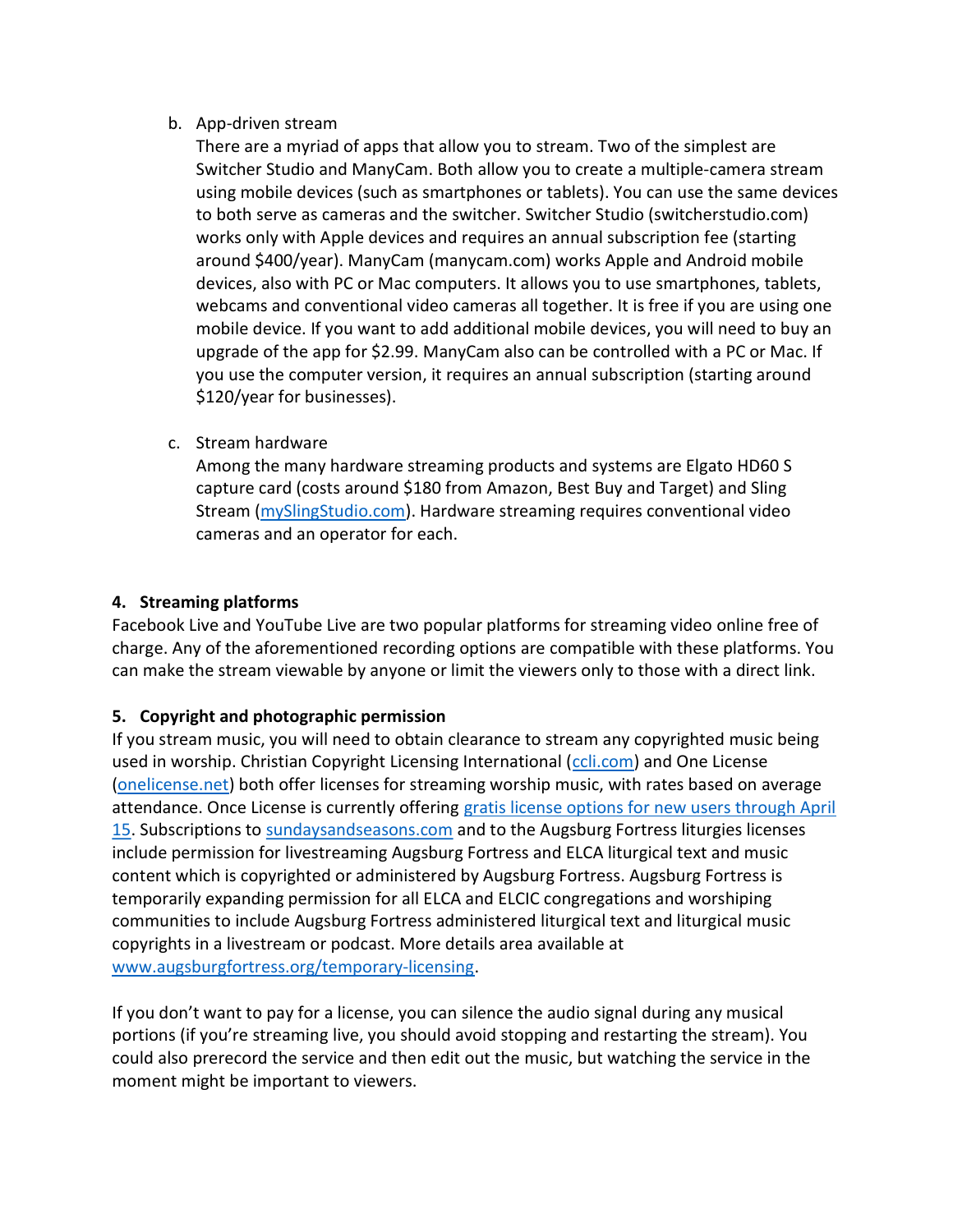b. App-driven stream

   There are a myriad of apps that allow you to stream. Two of the simplest are Switcher Studio and ManyCam. Both allow you to create a multiple-camera stream using mobile devices (such as smartphones or tablets). You can use the same devices to both serve as cameras and the switcher. Switcher Studio (switcherstudio.com) works only with Apple devices and requires an annual subscription fee (starting around $400/year). ManyCam (manycam.com) works Apple and Android mobile devices, also with PC or Mac computers. It allows you to use smartphones, tablets, webcams and conventional video cameras all together. It is free if you are using one mobile device. If you want to add additional mobile devices, you will need to buy an upgrade of the app for $2.99. ManyCam also can be controlled with a PC or Mac. If you use the computer version, it requires an annual subscription (starting around $120/year for businesses).

c. Stream hardware

   Among the many hardware streaming products and systems are Elgato HD60 S capture card (costs around $180 from Amazon, Best Buy and Target) and Sling Stream (mySlingStudio.com). Hardware streaming requires conventional video cameras and an operator for each.

**4. Streaming platforms**

Facebook Live and YouTube Live are two popular platforms for streaming video online free of charge. Any of the aforementioned recording options are compatible with these platforms. You can make the stream viewable by anyone or limit the viewers only to those with a direct link.

**5. Copyright and photographic permission**

If you stream music, you will need to obtain clearance to stream any copyrighted music being used in worship. Christian Copyright Licensing International (ccli.com) and One License (onelicense.net) both offer licenses for streaming worship music, with rates based on average attendance. Once License is currently offering gratis license options for new users through April 15. Subscriptions to sundaysandseasons.com and to the Augsburg Fortress liturgies licenses include permission for livestreaming Augsburg Fortress and ELCA liturgical text and music content which is copyrighted or administered by Augsburg Fortress. Augsburg Fortress is temporarily expanding permission for all ELCA and ELCIC congregations and worshiping communities to include Augsburg Fortress administered liturgical text and liturgical music copyrights in a livestream or podcast. More details area available at www.augsburgfortress.org/temporary-licensing.

If you don't want to pay for a license, you can silence the audio signal during any musical portions (if you're streaming live, you should avoid stopping and restarting the stream). You could also prerecord the service and then edit out the music, but watching the service in the moment might be important to viewers.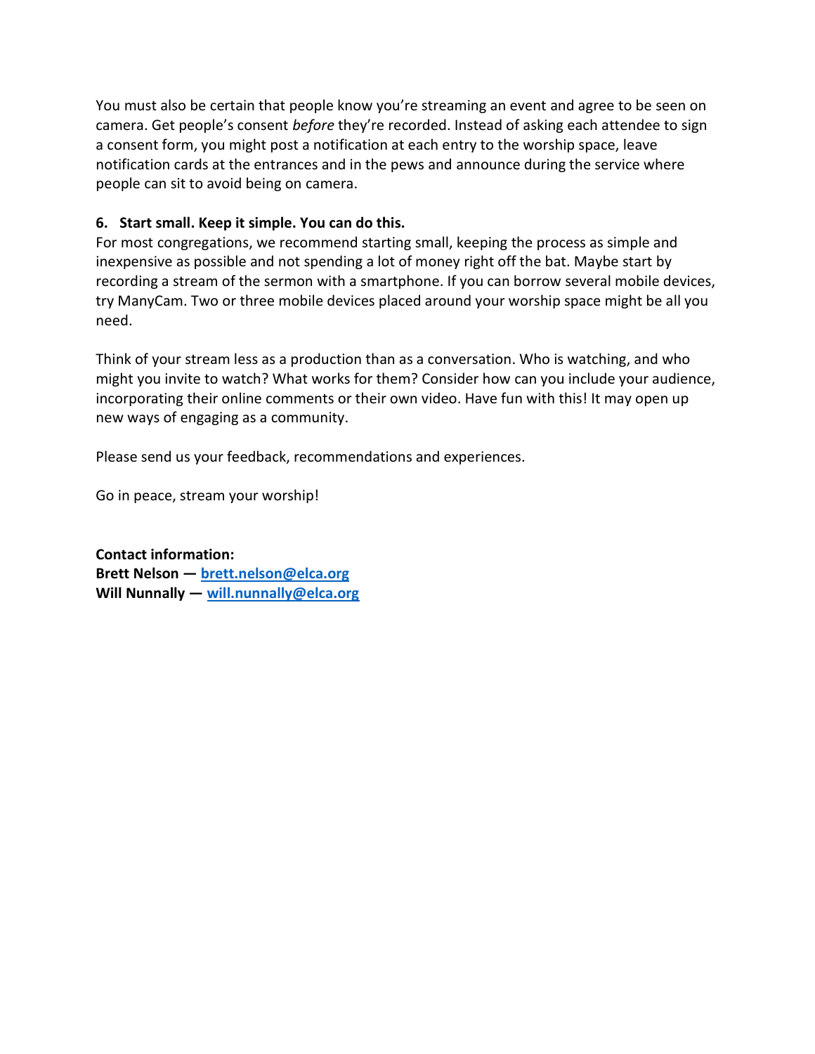You must also be certain that people know you're streaming an event and agree to be seen on camera. Get people's consent *before* they're recorded. Instead of asking each attendee to sign a consent form, you might post a notification at each entry to the worship space, leave notification cards at the entrances and in the pews and announce during the service where people can sit to avoid being on camera.

**6. Start small. Keep it simple. You can do this.**

For most congregations, we recommend starting small, keeping the process as simple and inexpensive as possible and not spending a lot of money right off the bat. Maybe start by recording a stream of the sermon with a smartphone. If you can borrow several mobile devices, try ManyCam. Two or three mobile devices placed around your worship space might be all you need.

Think of your stream less as a production than as a conversation. Who is watching, and who might you invite to watch? What works for them? Consider how can you include your audience, incorporating their online comments or their own video. Have fun with this! It may open up new ways of engaging as a community.

Please send us your feedback, recommendations and experiences.

Go in peace, stream your worship!

**Contact information:**
**Brett Nelson — [brett.nelson@elca.org](mailto:brett.nelson@elca.org)**
**Will Nunnally — [will.nunnally@elca.org](mailto:will.nunnally@elca.org)**